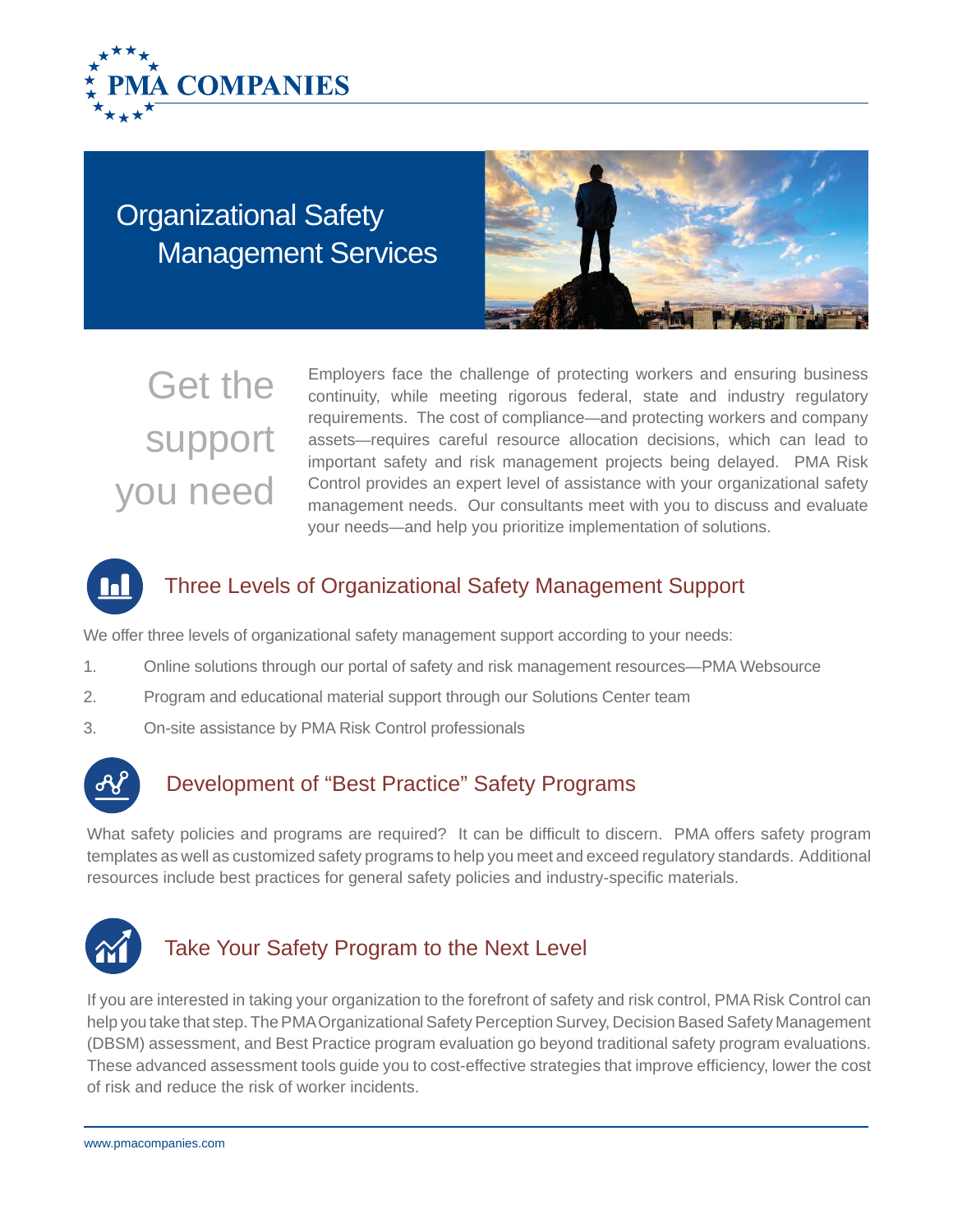PMA COMPANIES

# Organizational Safety Management Services

## Get the support you need

Employers face the challenge of protecting workers and ensuring business continuity, while meeting rigorous federal, state and industry regulatory requirements. The cost of compliance—and protecting workers and company assets—requires careful resource allocation decisions, which can lead to important safety and risk management projects being delayed. PMA Risk Control provides an expert level of assistance with your organizational safety management needs. Our consultants meet with you to discuss and evaluate your needs—and help you prioritize implementation of solutions.

## Three Levels of Organizational Safety Management Support

We offer three levels of organizational safety management support according to your needs:

1. Online solutions through our portal of safety and risk management resources—PMA Websource
2. Program and educational material support through our Solutions Center team
3. On-site assistance by PMA Risk Control professionals

## Development of "Best Practice" Safety Programs

What safety policies and programs are required? It can be difficult to discern. PMA offers safety program templates as well as customized safety programs to help you meet and exceed regulatory standards. Additional resources include best practices for general safety policies and industry-specific materials.

## Take Your Safety Program to the Next Level

If you are interested in taking your organization to the forefront of safety and risk control, PMA Risk Control can help you take that step. The PMA Organizational Safety Perception Survey, Decision Based Safety Management (DBSM) assessment, and Best Practice program evaluation go beyond traditional safety program evaluations. These advanced assessment tools guide you to cost-effective strategies that improve efficiency, lower the cost of risk and reduce the risk of worker incidents.

www.pmacompanies.com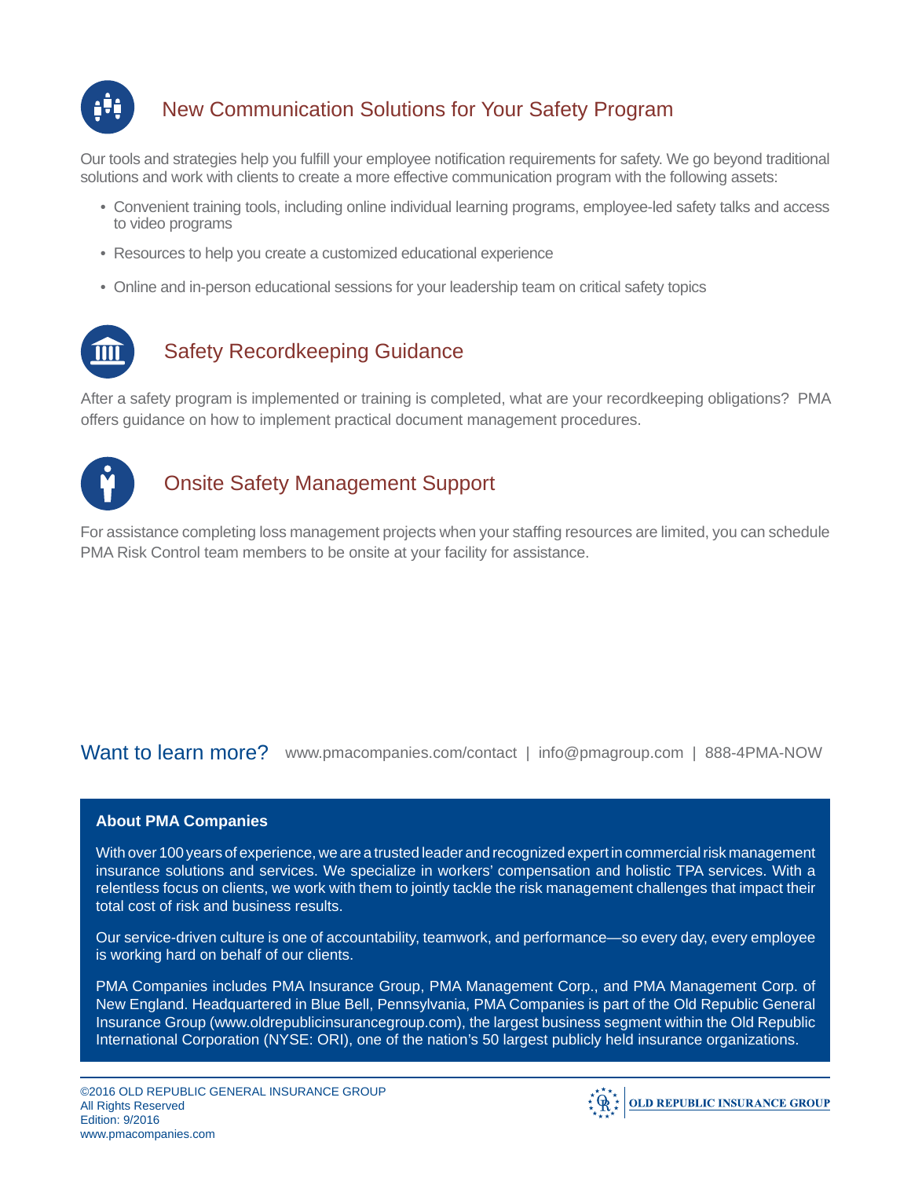## New Communication Solutions for Your Safety Program

Our tools and strategies help you fulfill your employee notification requirements for safety. We go beyond traditional solutions and work with clients to create a more effective communication program with the following assets:

- Convenient training tools, including online individual learning programs, employee-led safety talks and access to video programs
- Resources to help you create a customized educational experience
- Online and in-person educational sessions for your leadership team on critical safety topics

## Safety Recordkeeping Guidance

After a safety program is implemented or training is completed, what are your recordkeeping obligations? PMA offers guidance on how to implement practical document management procedures.

## Onsite Safety Management Support

For assistance completing loss management projects when your staffing resources are limited, you can schedule PMA Risk Control team members to be onsite at your facility for assistance.

## Want to learn more?

www.pmacompanies.com/contact | info@pmagroup.com | 888-4PMA-NOW

**About PMA Companies**

With over 100 years of experience, we are a trusted leader and recognized expert in commercial risk management insurance solutions and services. We specialize in workers' compensation and holistic TPA services. With a relentless focus on clients, we work with them to jointly tackle the risk management challenges that impact their total cost of risk and business results.

Our service-driven culture is one of accountability, teamwork, and performance—so every day, every employee is working hard on behalf of our clients.

PMA Companies includes PMA Insurance Group, PMA Management Corp., and PMA Management Corp. of New England. Headquartered in Blue Bell, Pennsylvania, PMA Companies is part of the Old Republic General Insurance Group (www.oldrepublicinsurancegroup.com), the largest business segment within the Old Republic International Corporation (NYSE: ORI), one of the nation's 50 largest publicly held insurance organizations.

©2016 OLD REPUBLIC GENERAL INSURANCE GROUP
All Rights Reserved
Edition: 9/2016
www.pmacompanies.com

OLD REPUBLIC INSURANCE GROUP